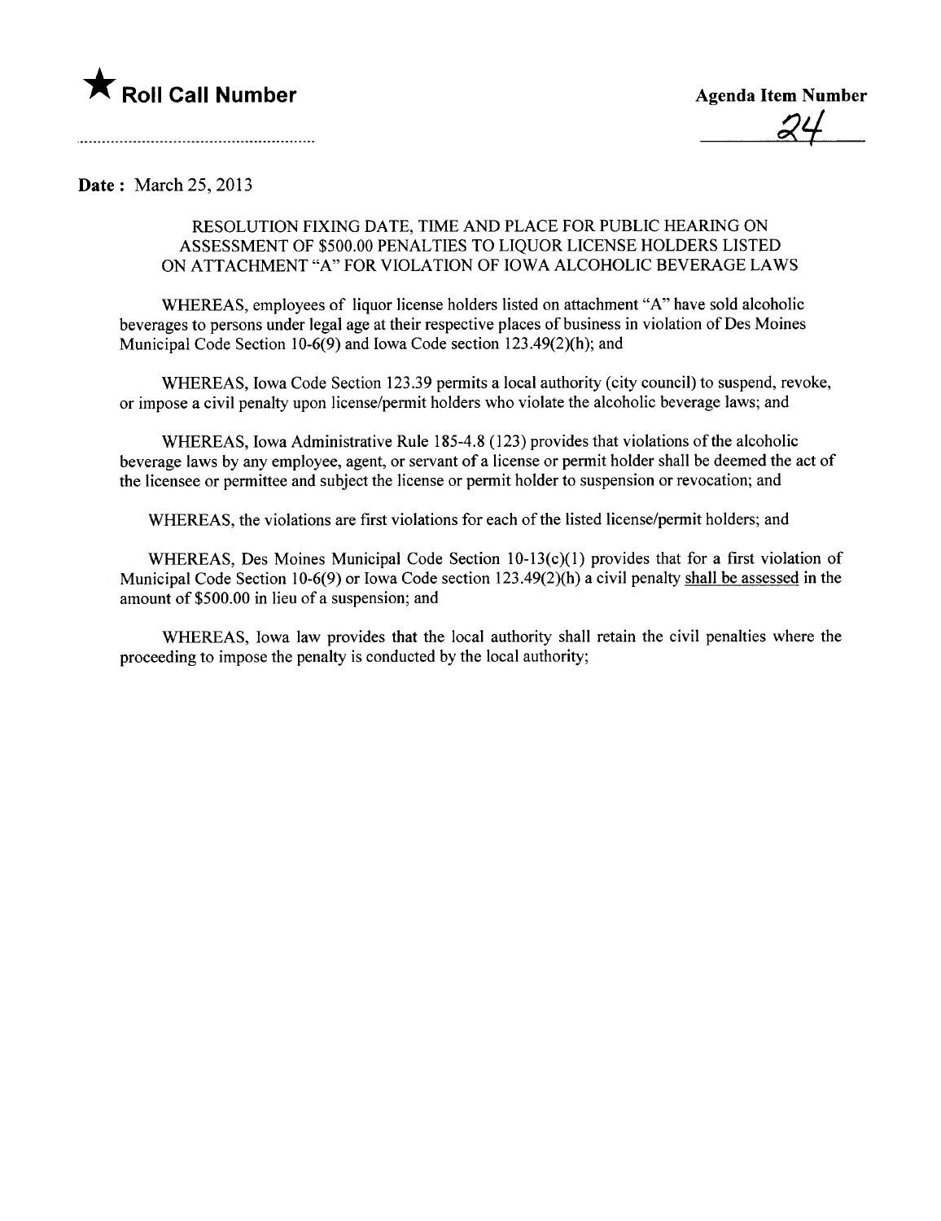★ **Roll Call Number**

**Agenda Item Number**

24

**Date:** March 25, 2013

RESOLUTION FIXING DATE, TIME AND PLACE FOR PUBLIC HEARING ON ASSESSMENT OF $500.00 PENALTIES TO LIQUOR LICENSE HOLDERS LISTED ON ATTACHMENT "A" FOR VIOLATION OF IOWA ALCOHOLIC BEVERAGE LAWS

WHEREAS, employees of liquor license holders listed on attachment "A" have sold alcoholic beverages to persons under legal age at their respective places of business in violation of Des Moines Municipal Code Section 10-6(9) and Iowa Code section 123.49(2)(h); and

WHEREAS, Iowa Code Section 123.39 permits a local authority (city council) to suspend, revoke, or impose a civil penalty upon license/permit holders who violate the alcoholic beverage laws; and

WHEREAS, Iowa Administrative Rule 185-4.8 (123) provides that violations of the alcoholic beverage laws by any employee, agent, or servant of a license or permit holder shall be deemed the act of the licensee or permittee and subject the license or permit holder to suspension or revocation; and

WHEREAS, the violations are first violations for each of the listed license/permit holders; and

WHEREAS, Des Moines Municipal Code Section 10-13(c)(1) provides that for a first violation of Municipal Code Section 10-6(9) or Iowa Code section 123.49(2)(h) a civil penalty shall be assessed in the amount of $500.00 in lieu of a suspension; and

WHEREAS, Iowa law provides that the local authority shall retain the civil penalties where the proceeding to impose the penalty is conducted by the local authority;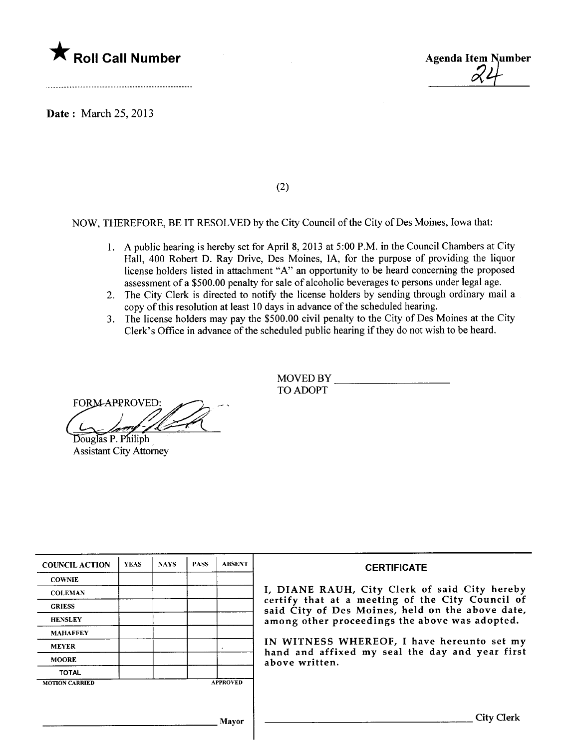★ **Roll Call Number**

..............................................................

**Agenda Item Number**

24

**Date:** March 25, 2013

(2)

NOW, THEREFORE, BE IT RESOLVED by the City Council of the City of Des Moines, Iowa that:

1. A public hearing is hereby set for April 8, 2013 at 5:00 P.M. in the Council Chambers at City Hall, 400 Robert D. Ray Drive, Des Moines, IA, for the purpose of providing the liquor license holders listed in attachment "A" an opportunity to be heard concerning the proposed assessment of a $500.00 penalty for sale of alcoholic beverages to persons under legal age.
2. The City Clerk is directed to notify the license holders by sending through ordinary mail a copy of this resolution at least 10 days in advance of the scheduled hearing.
3. The license holders may pay the $500.00 civil penalty to the City of Des Moines at the City Clerk's Office in advance of the scheduled public hearing if they do not wish to be heard.

MOVED BY ____________________
TO ADOPT

FORM APPROVED:

Douglas P. Philiph
Assistant City Attorney

| COUNCIL ACTION | YEAS | NAYS | PASS | ABSENT |
|---|---|---|---|---|
| COWNIE | | | | |
| COLEMAN | | | | |
| GRIESS | | | | |
| HENSLEY | | | | |
| MAHAFFEY | | | | |
| MEYER | | | | |
| MOORE | | | | |
| TOTAL | | | | |
| MOTION CARRIED | | | | APPROVED |

______________________________ Mayor

**CERTIFICATE**

I, DIANE RAUH, City Clerk of said City hereby certify that at a meeting of the City Council of said City of Des Moines, held on the above date, among other proceedings the above was adopted.

IN WITNESS WHEREOF, I have hereunto set my hand and affixed my seal the day and year first above written.

______________________________ City Clerk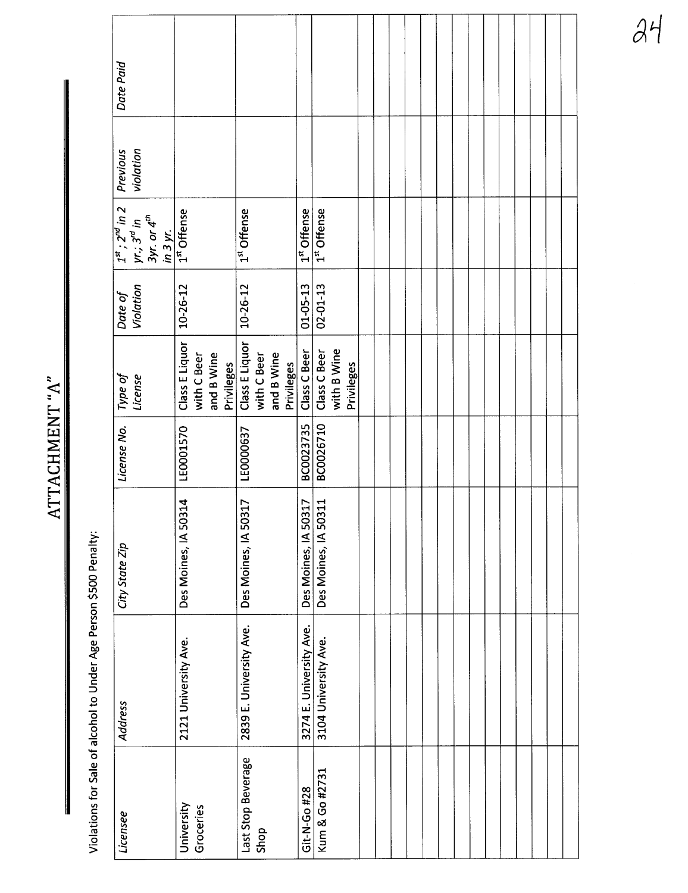# ATTACHMENT "A"

Violations for Sale of alcohol to Under Age Person $500 Penalty:

| *Licensee* | *Address* | *City State Zip* | *License No.* | *Type of License* | *Date of Violation* | *1st ; 2nd in 2 yr.; 3rd in 3yr. or 4th in 3 yr.* | *Previous violation* | *Date Paid* |
|---|---|---|---|---|---|---|---|---|
| University Groceries | 2121 University Ave. | Des Moines, IA 50314 | LE0001570 | Class E Liquor with C Beer and B Wine Privileges | 10-26-12 | 1st Offense | | |
| Last Stop Beverage Shop | 2839 E. University Ave. | Des Moines, IA 50317 | LE0000637 | Class E Liquor with C Beer and B Wine Privileges | 10-26-12 | 1st Offense | | |
| Git-N-Go #28 | 3274 E. University Ave. | Des Moines, IA 50317 | BC0023735 | Class C Beer | 01-05-13 | 1st Offense | | |
| Kum & Go #2731 | 3104 University Ave. | Des Moines, IA 50311 | BC0026710 | Class C Beer with B Wine Privileges | 02-01-13 | 1st Offense | | |
| | | | | | | | | |
| | | | | | | | | |
| | | | | | | | | |
| | | | | | | | | |
| | | | | | | | | |
| | | | | | | | | |
| | | | | | | | | |
| | | | | | | | | |
| | | | | | | | | |
| | | | | | | | | |
| | | | | | | | | |
| | | | | | | | | |
| | | | | | | | | |
| | | | | | | | | |